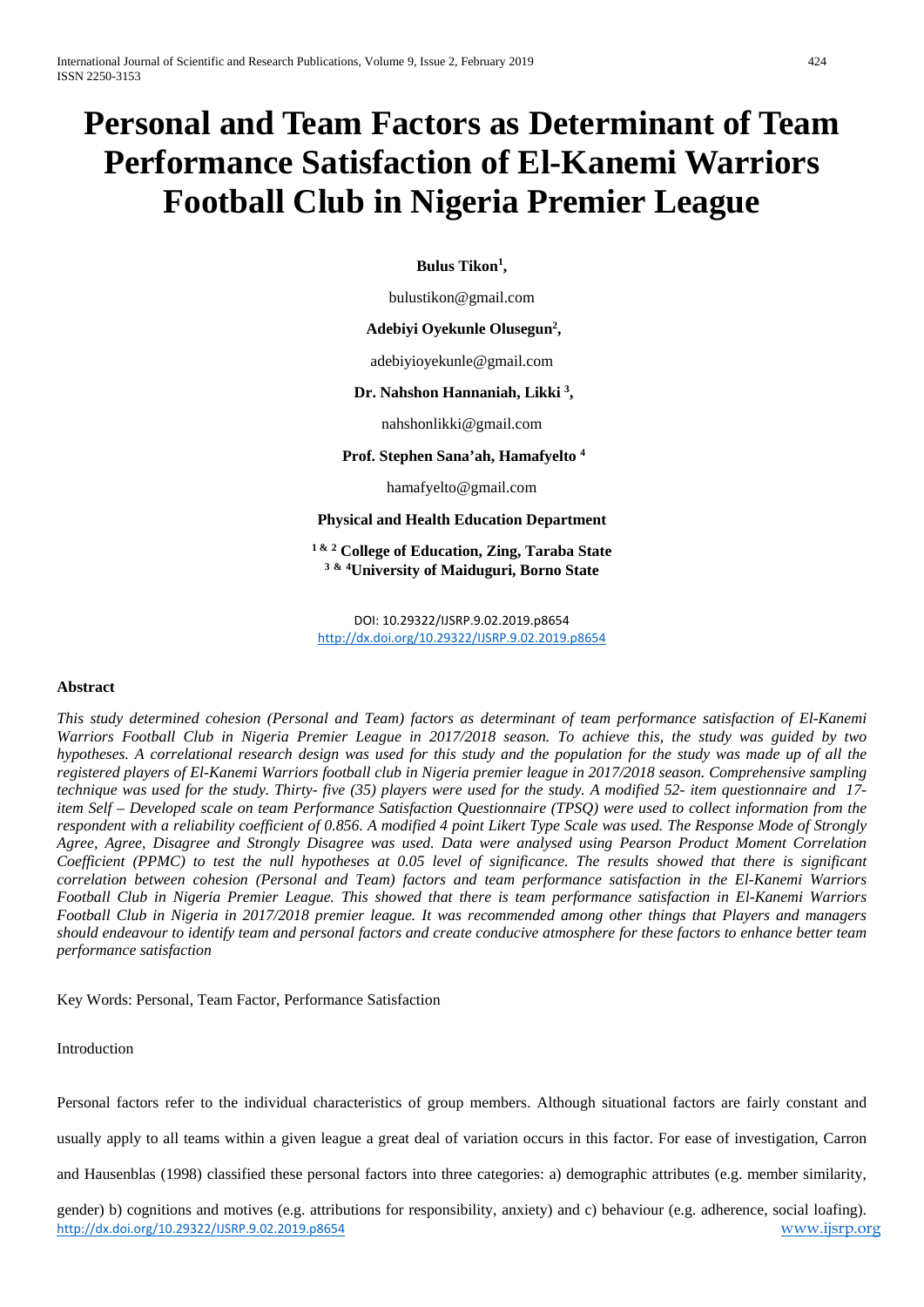# Personal and Team Factors as Determinant of Team Performance Satisfaction of El-Kanemi Warriors Football Club in Nigeria Premier League

**Bulus Tikon[1],**

bulustikon@gmail.com

**Adebiyi Oyekunle Olusegun[2],**

adebiyioyekunle@gmail.com

**Dr. Nahshon Hannaniah, Likki [3],**

nahshonlikki@gmail.com

**Prof. Stephen Sana'ah, Hamafyelto [4]**

hamafyelto@gmail.com

**Physical and Health Education Department**

**[1 & 2] College of Education, Zing, Taraba State**
**[3 & 4] University of Maiduguri, Borno State**

DOI: 10.29322/IJSRP.9.02.2019.p8654
http://dx.doi.org/10.29322/IJSRP.9.02.2019.p8654

**Abstract**

*This study determined cohesion (Personal and Team) factors as determinant of team performance satisfaction of El-Kanemi Warriors Football Club in Nigeria Premier League in 2017/2018 season. To achieve this, the study was guided by two hypotheses. A correlational research design was used for this study and the population for the study was made up of all the registered players of El-Kanemi Warriors football club in Nigeria premier league in 2017/2018 season. Comprehensive sampling technique was used for the study. Thirty- five (35) players were used for the study. A modified 52- item questionnaire and 17-item Self – Developed scale on team Performance Satisfaction Questionnaire (TPSQ) were used to collect information from the respondent with a reliability coefficient of 0.856. A modified 4 point Likert Type Scale was used. The Response Mode of Strongly Agree, Agree, Disagree and Strongly Disagree was used. Data were analysed using Pearson Product Moment Correlation Coefficient (PPMC) to test the null hypotheses at 0.05 level of significance. The results showed that there is significant correlation between cohesion (Personal and Team) factors and team performance satisfaction in the El-Kanemi Warriors Football Club in Nigeria Premier League. This showed that there is team performance satisfaction in El-Kanemi Warriors Football Club in Nigeria in 2017/2018 premier league. It was recommended among other things that Players and managers should endeavour to identify team and personal factors and create conducive atmosphere for these factors to enhance better team performance satisfaction*

Key Words: Personal, Team Factor, Performance Satisfaction

Introduction

Personal factors refer to the individual characteristics of group members. Although situational factors are fairly constant and usually apply to all teams within a given league a great deal of variation occurs in this factor. For ease of investigation, Carron and Hausenblas (1998) classified these personal factors into three categories: a) demographic attributes (e.g. member similarity, gender) b) cognitions and motives (e.g. attributions for responsibility, anxiety) and c) behaviour (e.g. adherence, social loafing).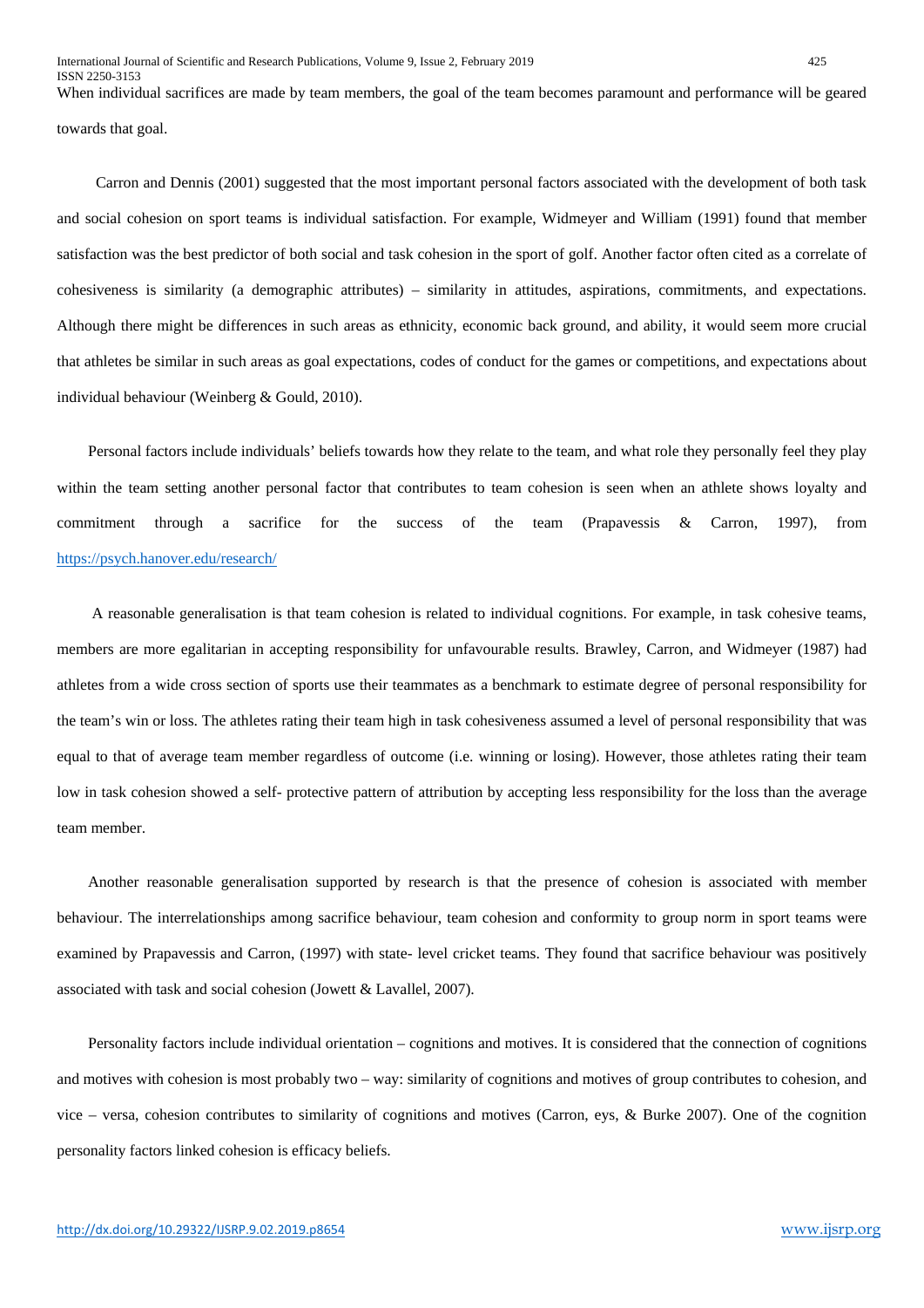When individual sacrifices are made by team members, the goal of the team becomes paramount and performance will be geared towards that goal.

Carron and Dennis (2001) suggested that the most important personal factors associated with the development of both task and social cohesion on sport teams is individual satisfaction. For example, Widmeyer and William (1991) found that member satisfaction was the best predictor of both social and task cohesion in the sport of golf. Another factor often cited as a correlate of cohesiveness is similarity (a demographic attributes) – similarity in attitudes, aspirations, commitments, and expectations. Although there might be differences in such areas as ethnicity, economic back ground, and ability, it would seem more crucial that athletes be similar in such areas as goal expectations, codes of conduct for the games or competitions, and expectations about individual behaviour (Weinberg & Gould, 2010).

Personal factors include individuals' beliefs towards how they relate to the team, and what role they personally feel they play within the team setting another personal factor that contributes to team cohesion is seen when an athlete shows loyalty and commitment through a sacrifice for the success of the team (Prapavessis & Carron, 1997), from https://psych.hanover.edu/research/

A reasonable generalisation is that team cohesion is related to individual cognitions. For example, in task cohesive teams, members are more egalitarian in accepting responsibility for unfavourable results. Brawley, Carron, and Widmeyer (1987) had athletes from a wide cross section of sports use their teammates as a benchmark to estimate degree of personal responsibility for the team's win or loss. The athletes rating their team high in task cohesiveness assumed a level of personal responsibility that was equal to that of average team member regardless of outcome (i.e. winning or losing). However, those athletes rating their team low in task cohesion showed a self- protective pattern of attribution by accepting less responsibility for the loss than the average team member.

Another reasonable generalisation supported by research is that the presence of cohesion is associated with member behaviour. The interrelationships among sacrifice behaviour, team cohesion and conformity to group norm in sport teams were examined by Prapavessis and Carron, (1997) with state- level cricket teams. They found that sacrifice behaviour was positively associated with task and social cohesion (Jowett & Lavallel, 2007).

Personality factors include individual orientation – cognitions and motives. It is considered that the connection of cognitions and motives with cohesion is most probably two – way: similarity of cognitions and motives of group contributes to cohesion, and vice – versa, cohesion contributes to similarity of cognitions and motives (Carron, eys, & Burke 2007). One of the cognition personality factors linked cohesion is efficacy beliefs.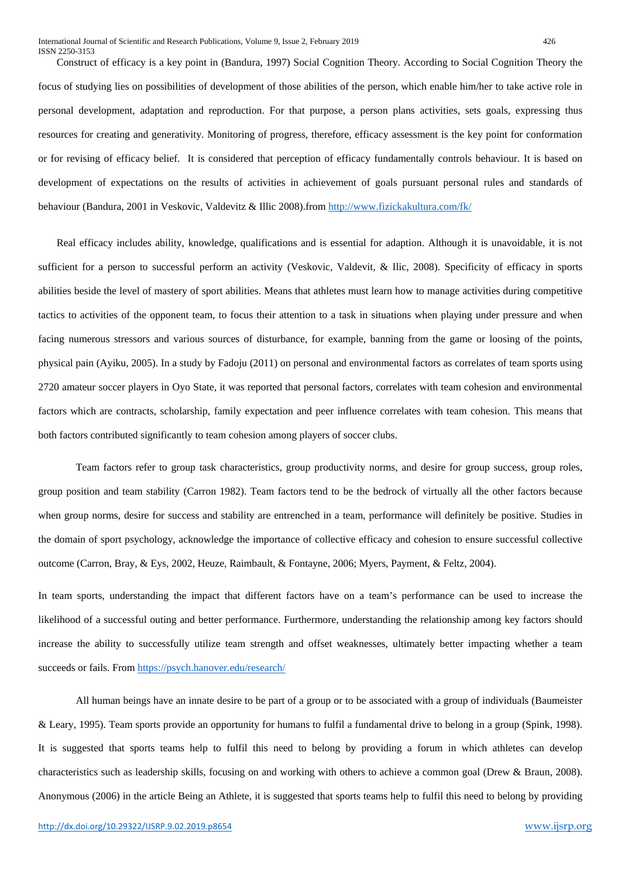Construct of efficacy is a key point in (Bandura, 1997) Social Cognition Theory. According to Social Cognition Theory the focus of studying lies on possibilities of development of those abilities of the person, which enable him/her to take active role in personal development, adaptation and reproduction. For that purpose, a person plans activities, sets goals, expressing thus resources for creating and generativity. Monitoring of progress, therefore, efficacy assessment is the key point for conformation or for revising of efficacy belief. It is considered that perception of efficacy fundamentally controls behaviour. It is based on development of expectations on the results of activities in achievement of goals pursuant personal rules and standards of behaviour (Bandura, 2001 in Veskovic, Valdevitz & Illic 2008).from http://www.fizickakultura.com/fk/

Real efficacy includes ability, knowledge, qualifications and is essential for adaption. Although it is unavoidable, it is not sufficient for a person to successful perform an activity (Veskovic, Valdevit, & Ilic, 2008). Specificity of efficacy in sports abilities beside the level of mastery of sport abilities. Means that athletes must learn how to manage activities during competitive tactics to activities of the opponent team, to focus their attention to a task in situations when playing under pressure and when facing numerous stressors and various sources of disturbance, for example, banning from the game or loosing of the points, physical pain (Ayiku, 2005). In a study by Fadoju (2011) on personal and environmental factors as correlates of team sports using 2720 amateur soccer players in Oyo State, it was reported that personal factors, correlates with team cohesion and environmental factors which are contracts, scholarship, family expectation and peer influence correlates with team cohesion. This means that both factors contributed significantly to team cohesion among players of soccer clubs.

Team factors refer to group task characteristics, group productivity norms, and desire for group success, group roles, group position and team stability (Carron 1982). Team factors tend to be the bedrock of virtually all the other factors because when group norms, desire for success and stability are entrenched in a team, performance will definitely be positive. Studies in the domain of sport psychology, acknowledge the importance of collective efficacy and cohesion to ensure successful collective outcome (Carron, Bray, & Eys, 2002, Heuze, Raimbault, & Fontayne, 2006; Myers, Payment, & Feltz, 2004).

In team sports, understanding the impact that different factors have on a team's performance can be used to increase the likelihood of a successful outing and better performance. Furthermore, understanding the relationship among key factors should increase the ability to successfully utilize team strength and offset weaknesses, ultimately better impacting whether a team succeeds or fails. From https://psych.hanover.edu/research/

All human beings have an innate desire to be part of a group or to be associated with a group of individuals (Baumeister & Leary, 1995). Team sports provide an opportunity for humans to fulfil a fundamental drive to belong in a group (Spink, 1998). It is suggested that sports teams help to fulfil this need to belong by providing a forum in which athletes can develop characteristics such as leadership skills, focusing on and working with others to achieve a common goal (Drew & Braun, 2008). Anonymous (2006) in the article Being an Athlete, it is suggested that sports teams help to fulfil this need to belong by providing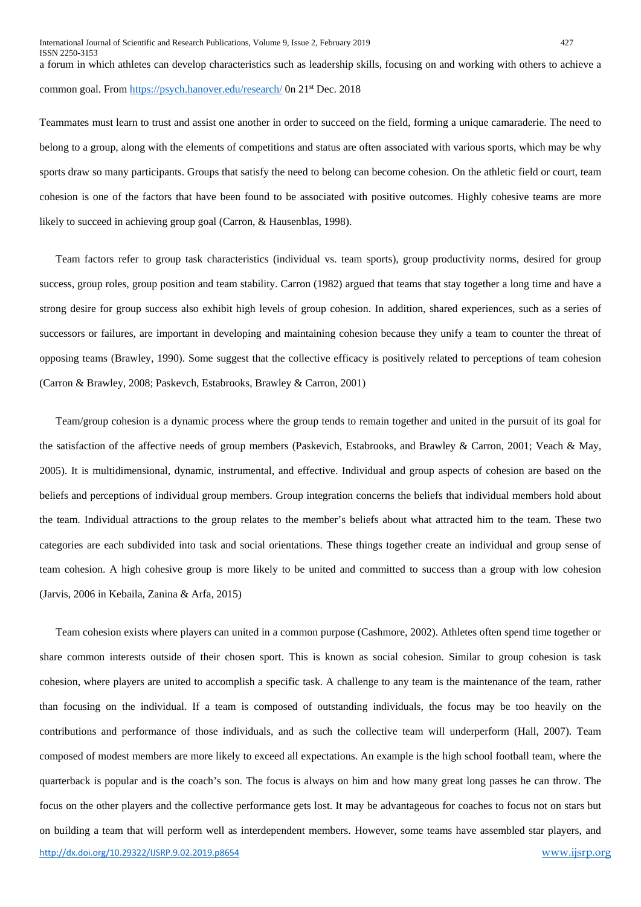a forum in which athletes can develop characteristics such as leadership skills, focusing on and working with others to achieve a common goal. From https://psych.hanover.edu/research/ 0n 21st Dec. 2018

Teammates must learn to trust and assist one another in order to succeed on the field, forming a unique camaraderie. The need to belong to a group, along with the elements of competitions and status are often associated with various sports, which may be why sports draw so many participants. Groups that satisfy the need to belong can become cohesion. On the athletic field or court, team cohesion is one of the factors that have been found to be associated with positive outcomes. Highly cohesive teams are more likely to succeed in achieving group goal (Carron, & Hausenblas, 1998).

Team factors refer to group task characteristics (individual vs. team sports), group productivity norms, desired for group success, group roles, group position and team stability. Carron (1982) argued that teams that stay together a long time and have a strong desire for group success also exhibit high levels of group cohesion. In addition, shared experiences, such as a series of successors or failures, are important in developing and maintaining cohesion because they unify a team to counter the threat of opposing teams (Brawley, 1990). Some suggest that the collective efficacy is positively related to perceptions of team cohesion (Carron & Brawley, 2008; Paskevch, Estabrooks, Brawley & Carron, 2001)

Team/group cohesion is a dynamic process where the group tends to remain together and united in the pursuit of its goal for the satisfaction of the affective needs of group members (Paskevich, Estabrooks, and Brawley & Carron, 2001; Veach & May, 2005). It is multidimensional, dynamic, instrumental, and effective. Individual and group aspects of cohesion are based on the beliefs and perceptions of individual group members. Group integration concerns the beliefs that individual members hold about the team. Individual attractions to the group relates to the member's beliefs about what attracted him to the team. These two categories are each subdivided into task and social orientations. These things together create an individual and group sense of team cohesion. A high cohesive group is more likely to be united and committed to success than a group with low cohesion (Jarvis, 2006 in Kebaila, Zanina & Arfa, 2015)

Team cohesion exists where players can united in a common purpose (Cashmore, 2002). Athletes often spend time together or share common interests outside of their chosen sport. This is known as social cohesion. Similar to group cohesion is task cohesion, where players are united to accomplish a specific task. A challenge to any team is the maintenance of the team, rather than focusing on the individual. If a team is composed of outstanding individuals, the focus may be too heavily on the contributions and performance of those individuals, and as such the collective team will underperform (Hall, 2007). Team composed of modest members are more likely to exceed all expectations. An example is the high school football team, where the quarterback is popular and is the coach's son. The focus is always on him and how many great long passes he can throw. The focus on the other players and the collective performance gets lost. It may be advantageous for coaches to focus not on stars but on building a team that will perform well as interdependent members. However, some teams have assembled star players, and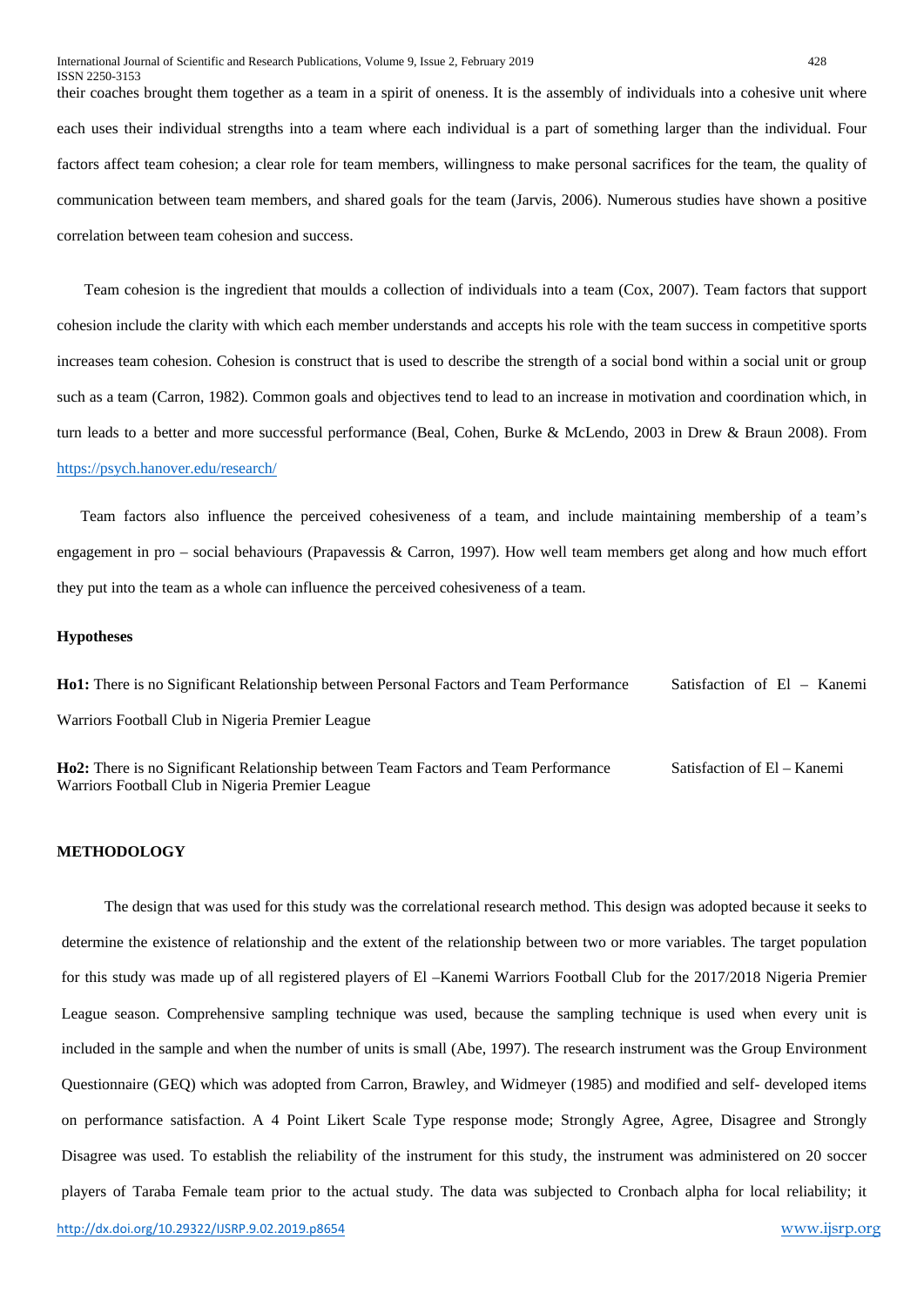their coaches brought them together as a team in a spirit of oneness. It is the assembly of individuals into a cohesive unit where each uses their individual strengths into a team where each individual is a part of something larger than the individual. Four factors affect team cohesion; a clear role for team members, willingness to make personal sacrifices for the team, the quality of communication between team members, and shared goals for the team (Jarvis, 2006). Numerous studies have shown a positive correlation between team cohesion and success.

Team cohesion is the ingredient that moulds a collection of individuals into a team (Cox, 2007). Team factors that support cohesion include the clarity with which each member understands and accepts his role with the team success in competitive sports increases team cohesion. Cohesion is construct that is used to describe the strength of a social bond within a social unit or group such as a team (Carron, 1982). Common goals and objectives tend to lead to an increase in motivation and coordination which, in turn leads to a better and more successful performance (Beal, Cohen, Burke & McLendo, 2003 in Drew & Braun 2008). From https://psych.hanover.edu/research/

Team factors also influence the perceived cohesiveness of a team, and include maintaining membership of a team's engagement in pro – social behaviours (Prapavessis & Carron, 1997). How well team members get along and how much effort they put into the team as a whole can influence the perceived cohesiveness of a team.

### Hypotheses

**Ho1:** There is no Significant Relationship between Personal Factors and Team Performance Satisfaction of El – Kanemi Warriors Football Club in Nigeria Premier League

**Ho2:** There is no Significant Relationship between Team Factors and Team Performance Satisfaction of El – Kanemi Warriors Football Club in Nigeria Premier League

## METHODOLOGY

The design that was used for this study was the correlational research method. This design was adopted because it seeks to determine the existence of relationship and the extent of the relationship between two or more variables. The target population for this study was made up of all registered players of El –Kanemi Warriors Football Club for the 2017/2018 Nigeria Premier League season. Comprehensive sampling technique was used, because the sampling technique is used when every unit is included in the sample and when the number of units is small (Abe, 1997). The research instrument was the Group Environment Questionnaire (GEQ) which was adopted from Carron, Brawley, and Widmeyer (1985) and modified and self- developed items on performance satisfaction. A 4 Point Likert Scale Type response mode; Strongly Agree, Agree, Disagree and Strongly Disagree was used. To establish the reliability of the instrument for this study, the instrument was administered on 20 soccer players of Taraba Female team prior to the actual study. The data was subjected to Cronbach alpha for local reliability; it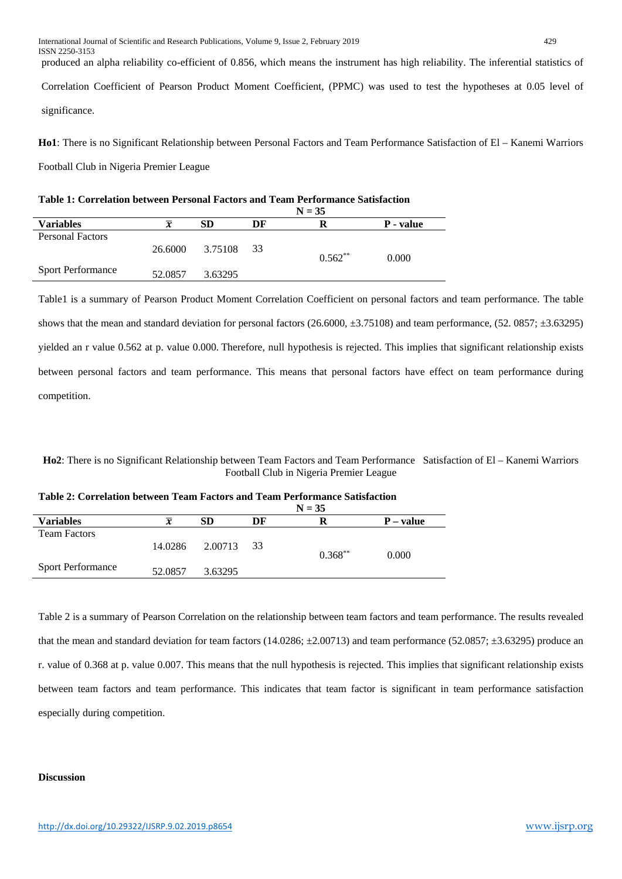produced an alpha reliability co-efficient of 0.856, which means the instrument has high reliability. The inferential statistics of Correlation Coefficient of Pearson Product Moment Coefficient, (PPMC) was used to test the hypotheses at 0.05 level of significance.

**Ho1**: There is no Significant Relationship between Personal Factors and Team Performance Satisfaction of El – Kanemi Warriors Football Club in Nigeria Premier League

**Table 1: Correlation between Personal Factors and Team Performance Satisfaction**

**N = 35**

| Variables | $\bar{x}$ | SD | DF | R | P - value |
|---|---|---|---|---|---|
| Personal Factors | 26.6000 | 3.75108 | 33 | 0.562** | 0.000 |
| Sport Performance | 52.0857 | 3.63295 | | | |

Table1 is a summary of Pearson Product Moment Correlation Coefficient on personal factors and team performance. The table shows that the mean and standard deviation for personal factors (26.6000, ±3.75108) and team performance, (52. 0857; ±3.63295) yielded an r value 0.562 at p. value 0.000. Therefore, null hypothesis is rejected. This implies that significant relationship exists between personal factors and team performance. This means that personal factors have effect on team performance during competition.

**Ho2**: There is no Significant Relationship between Team Factors and Team Performance Satisfaction of El – Kanemi Warriors Football Club in Nigeria Premier League

**Table 2: Correlation between Team Factors and Team Performance Satisfaction**

**N = 35**

| Variables | $\bar{x}$ | SD | DF | R | P – value |
|---|---|---|---|---|---|
| Team Factors | 14.0286 | 2.00713 | 33 | 0.368** | 0.000 |
| Sport Performance | 52.0857 | 3.63295 | | | |

Table 2 is a summary of Pearson Correlation on the relationship between team factors and team performance. The results revealed that the mean and standard deviation for team factors (14.0286; ±2.00713) and team performance (52.0857; ±3.63295) produce an r. value of 0.368 at p. value 0.007. This means that the null hypothesis is rejected. This implies that significant relationship exists between team factors and team performance. This indicates that team factor is significant in team performance satisfaction especially during competition.

**Discussion**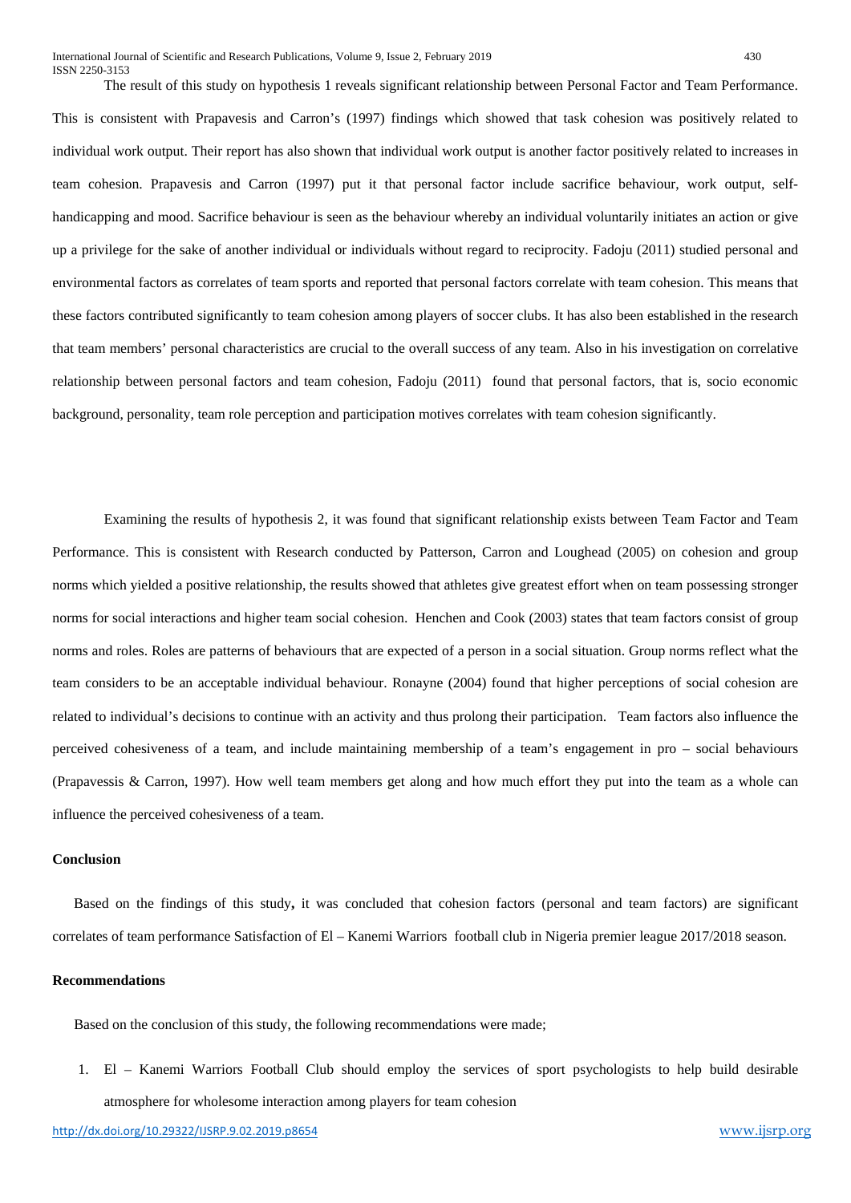The result of this study on hypothesis 1 reveals significant relationship between Personal Factor and Team Performance. This is consistent with Prapavesis and Carron's (1997) findings which showed that task cohesion was positively related to individual work output. Their report has also shown that individual work output is another factor positively related to increases in team cohesion. Prapavesis and Carron (1997) put it that personal factor include sacrifice behaviour, work output, self-handicapping and mood. Sacrifice behaviour is seen as the behaviour whereby an individual voluntarily initiates an action or give up a privilege for the sake of another individual or individuals without regard to reciprocity. Fadoju (2011) studied personal and environmental factors as correlates of team sports and reported that personal factors correlate with team cohesion. This means that these factors contributed significantly to team cohesion among players of soccer clubs. It has also been established in the research that team members' personal characteristics are crucial to the overall success of any team. Also in his investigation on correlative relationship between personal factors and team cohesion, Fadoju (2011) found that personal factors, that is, socio economic background, personality, team role perception and participation motives correlates with team cohesion significantly.

Examining the results of hypothesis 2, it was found that significant relationship exists between Team Factor and Team Performance. This is consistent with Research conducted by Patterson, Carron and Loughead (2005) on cohesion and group norms which yielded a positive relationship, the results showed that athletes give greatest effort when on team possessing stronger norms for social interactions and higher team social cohesion. Henchen and Cook (2003) states that team factors consist of group norms and roles. Roles are patterns of behaviours that are expected of a person in a social situation. Group norms reflect what the team considers to be an acceptable individual behaviour. Ronayne (2004) found that higher perceptions of social cohesion are related to individual's decisions to continue with an activity and thus prolong their participation. Team factors also influence the perceived cohesiveness of a team, and include maintaining membership of a team's engagement in pro – social behaviours (Prapavessis & Carron, 1997). How well team members get along and how much effort they put into the team as a whole can influence the perceived cohesiveness of a team.

**Conclusion**

Based on the findings of this study**,** it was concluded that cohesion factors (personal and team factors) are significant correlates of team performance Satisfaction of El – Kanemi Warriors football club in Nigeria premier league 2017/2018 season.

**Recommendations**

Based on the conclusion of this study, the following recommendations were made;

1. El – Kanemi Warriors Football Club should employ the services of sport psychologists to help build desirable atmosphere for wholesome interaction among players for team cohesion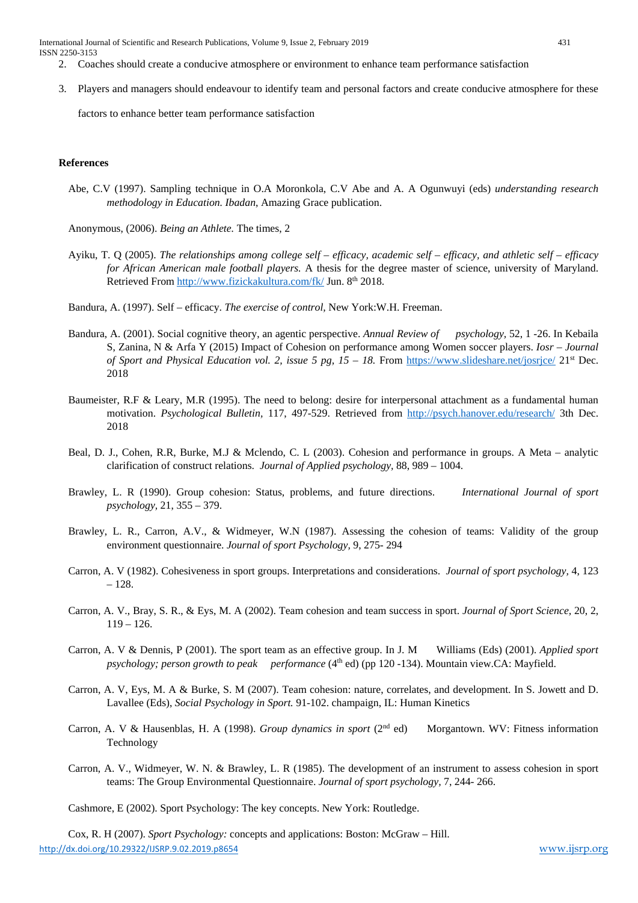2. Coaches should create a conducive atmosphere or environment to enhance team performance satisfaction
3. Players and managers should endeavour to identify team and personal factors and create conducive atmosphere for these factors to enhance better team performance satisfaction

**References**

Abe, C.V (1997). Sampling technique in O.A Moronkola, C.V Abe and A. A Ogunwuyi (eds) *understanding research methodology in Education. Ibadan*, Amazing Grace publication.

Anonymous, (2006). *Being an Athlete.* The times, 2

Ayiku, T. Q (2005). *The relationships among college self – efficacy, academic self – efficacy, and athletic self – efficacy for African American male football players.* A thesis for the degree master of science, university of Maryland. Retrieved From http://www.fizickakultura.com/fk/ Jun. 8th 2018.

Bandura, A. (1997). Self – efficacy. *The exercise of control,* New York:W.H. Freeman.

Bandura, A. (2001). Social cognitive theory, an agentic perspective. *Annual Review of psychology,* 52, 1 -26. In Kebaila S, Zanina, N & Arfa Y (2015) Impact of Cohesion on performance among Women soccer players. *Iosr – Journal of Sport and Physical Education vol. 2, issue 5 pg, 15 – 18.* From https://www.slideshare.net/josrjce/ 21st Dec. 2018

Baumeister, R.F & Leary, M.R (1995). The need to belong: desire for interpersonal attachment as a fundamental human motivation. *Psychological Bulletin*, 117, 497-529. Retrieved from http://psych.hanover.edu/research/ 3th Dec. 2018

Beal, D. J., Cohen, R.R, Burke, M.J & Mclendo, C. L (2003). Cohesion and performance in groups. A Meta – analytic clarification of construct relations. *Journal of Applied psychology*, 88, 989 – 1004.

Brawley, L. R (1990). Group cohesion: Status, problems, and future directions. *International Journal of sport psychology,* 21, 355 – 379.

Brawley, L. R., Carron, A.V., & Widmeyer, W.N (1987). Assessing the cohesion of teams: Validity of the group environment questionnaire. *Journal of sport Psychology,* 9, 275- 294

Carron, A. V (1982). Cohesiveness in sport groups. Interpretations and considerations. *Journal of sport psychology,* 4, 123 – 128.

Carron, A. V., Bray, S. R., & Eys, M. A (2002). Team cohesion and team success in sport. *Journal of Sport Science,* 20, 2, 119 – 126.

Carron, A. V & Dennis, P (2001). The sport team as an effective group. In J. M Williams (Eds) (2001). *Applied sport psychology; person growth to peak performance* (4th ed) (pp 120 -134). Mountain view.CA: Mayfield.

Carron, A. V, Eys, M. A & Burke, S. M (2007). Team cohesion: nature, correlates, and development. In S. Jowett and D. Lavallee (Eds), *Social Psychology in Sport.* 91-102. champaign, IL: Human Kinetics

Carron, A. V & Hausenblas, H. A (1998). *Group dynamics in sport* (2nd ed) Morgantown. WV: Fitness information Technology

Carron, A. V., Widmeyer, W. N. & Brawley, L. R (1985). The development of an instrument to assess cohesion in sport teams: The Group Environmental Questionnaire. *Journal of sport psychology,* 7, 244- 266.

Cashmore, E (2002). Sport Psychology: The key concepts. New York: Routledge.

Cox, R. H (2007). *Sport Psychology:* concepts and applications: Boston: McGraw – Hill.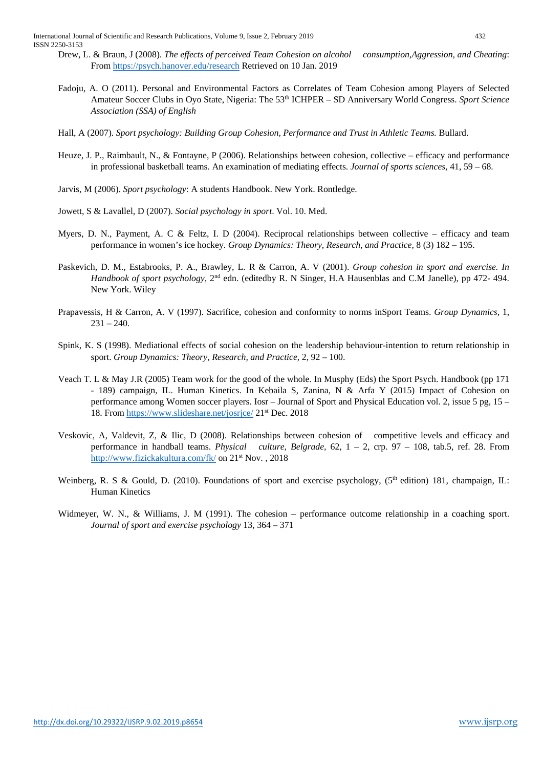Drew, L. & Braun, J (2008). *The effects of perceived Team Cohesion on alcohol consumption,Aggression, and Cheating*: From https://psych.hanover.edu/research Retrieved on 10 Jan. 2019

Fadoju, A. O (2011). Personal and Environmental Factors as Correlates of Team Cohesion among Players of Selected Amateur Soccer Clubs in Oyo State, Nigeria: The 53th ICHPER – SD Anniversary World Congress. *Sport Science Association (SSA) of English*

Hall, A (2007). *Sport psychology: Building Group Cohesion, Performance and Trust in Athletic Teams.* Bullard.

Heuze, J. P., Raimbault, N., & Fontayne, P (2006). Relationships between cohesion, collective – efficacy and performance in professional basketball teams. An examination of mediating effects. *Journal of sports sciences*, 41, 59 – 68.

Jarvis, M (2006). *Sport psychology*: A students Handbook. New York. Rontledge.

Jowett, S & Lavallel, D (2007). *Social psychology in sport*. Vol. 10. Med.

Myers, D. N., Payment, A. C & Feltz, I. D (2004). Reciprocal relationships between collective – efficacy and team performance in women's ice hockey. *Group Dynamics: Theory, Research, and Practice,* 8 (3) 182 – 195.

Paskevich, D. M., Estabrooks, P. A., Brawley, L. R & Carron, A. V (2001). *Group cohesion in sport and exercise. In Handbook of sport psychology,* 2nd edn. (editedby R. N Singer, H.A Hausenblas and C.M Janelle), pp 472- 494. New York. Wiley

Prapavessis, H & Carron, A. V (1997). Sacrifice, cohesion and conformity to norms inSport Teams. *Group Dynamics,* 1, 231 – 240.

Spink, K. S (1998). Mediational effects of social cohesion on the leadership behaviour-intention to return relationship in sport. *Group Dynamics: Theory, Research, and Practice,* 2, 92 – 100.

Veach T. L & May J.R (2005) Team work for the good of the whole. In Musphy (Eds) the Sport Psych. Handbook (pp 171 - 189) campaign, IL. Human Kinetics. In Kebaila S, Zanina, N & Arfa Y (2015) Impact of Cohesion on performance among Women soccer players. Iosr – Journal of Sport and Physical Education vol. 2, issue 5 pg, 15 – 18. From https://www.slideshare.net/josrjce/ 21st Dec. 2018

Veskovic, A, Valdevit, Z, & Ilic, D (2008). Relationships between cohesion of competitive levels and efficacy and performance in handball teams. *Physical culture, Belgrade*, 62, 1 – 2, crp. 97 – 108, tab.5, ref. 28. From http://www.fizickakultura.com/fk/ on 21st Nov. , 2018

Weinberg, R. S & Gould, D. (2010). Foundations of sport and exercise psychology, (5th edition) 181, champaign, IL: Human Kinetics

Widmeyer, W. N., & Williams, J. M (1991). The cohesion – performance outcome relationship in a coaching sport. *Journal of sport and exercise psychology* 13, 364 – 371